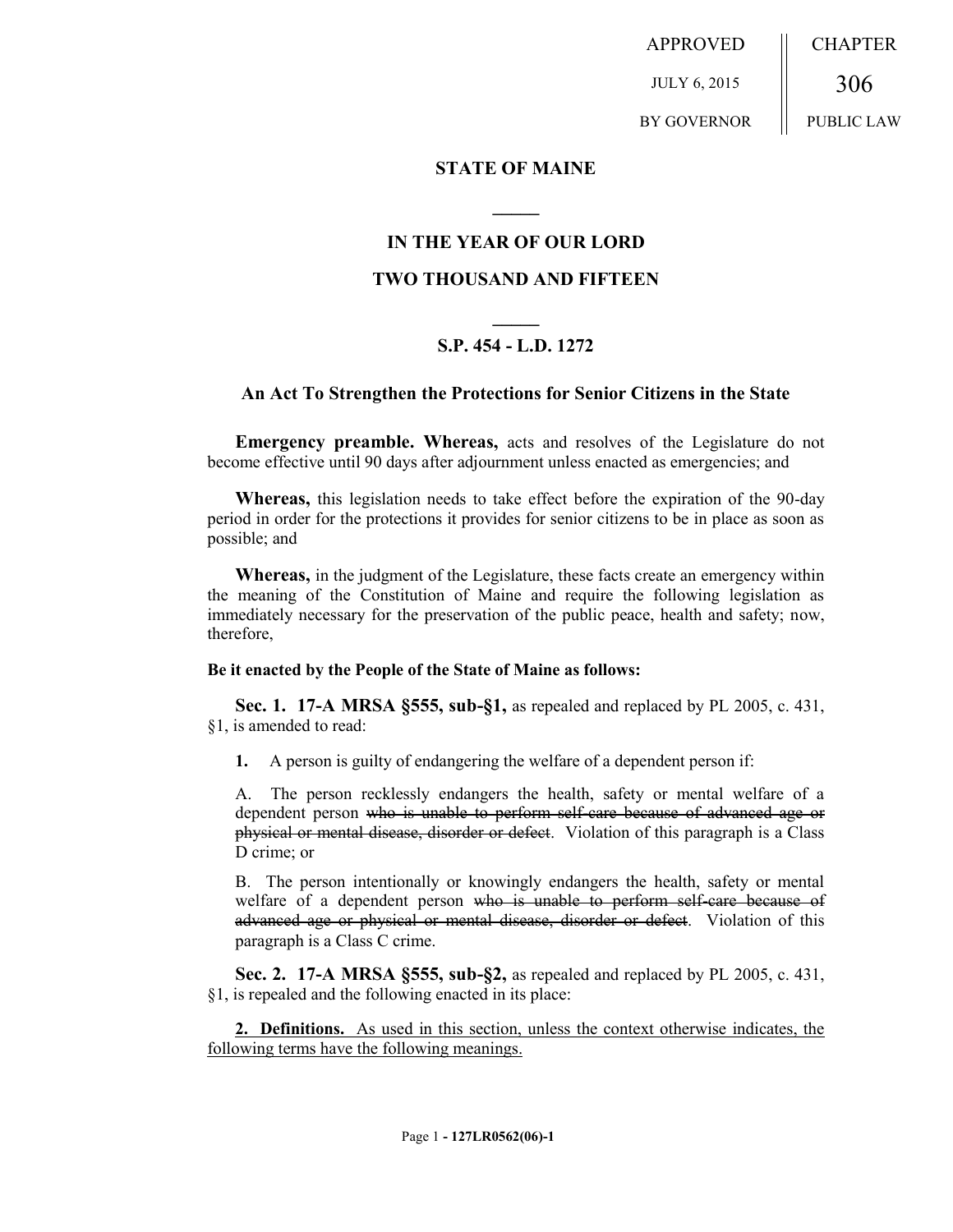APPROVED JULY 6, 2015 BY GOVERNOR

CHAPTER 306 PUBLIC LAW

## STATE OF MAINE

## IN THE YEAR OF OUR LORD

## TWO THOUSAND AND FIFTEEN

## S.P. 454 - L.D. 1272

### An Act To Strengthen the Protections for Senior Citizens in the State

**Emergency preamble. Whereas,** acts and resolves of the Legislature do not become effective until 90 days after adjournment unless enacted as emergencies; and

**Whereas,** this legislation needs to take effect before the expiration of the 90-day period in order for the protections it provides for senior citizens to be in place as soon as possible; and

**Whereas,** in the judgment of the Legislature, these facts create an emergency within the meaning of the Constitution of Maine and require the following legislation as immediately necessary for the preservation of the public peace, health and safety; now, therefore,

**Be it enacted by the People of the State of Maine as follows:**

**Sec. 1. 17-A MRSA §555, sub-§1,** as repealed and replaced by PL 2005, c. 431, §1, is amended to read:

**1.** A person is guilty of endangering the welfare of a dependent person if:

A. The person recklessly endangers the health, safety or mental welfare of a dependent person ~~who is unable to perform self-care because of advanced age or physical or mental disease, disorder or defect~~. Violation of this paragraph is a Class D crime; or

B. The person intentionally or knowingly endangers the health, safety or mental welfare of a dependent person ~~who is unable to perform self-care because of advanced age or physical or mental disease, disorder or defect~~. Violation of this paragraph is a Class C crime.

**Sec. 2. 17-A MRSA §555, sub-§2,** as repealed and replaced by PL 2005, c. 431, §1, is repealed and the following enacted in its place:

**2. Definitions.** As used in this section, unless the context otherwise indicates, the following terms have the following meanings.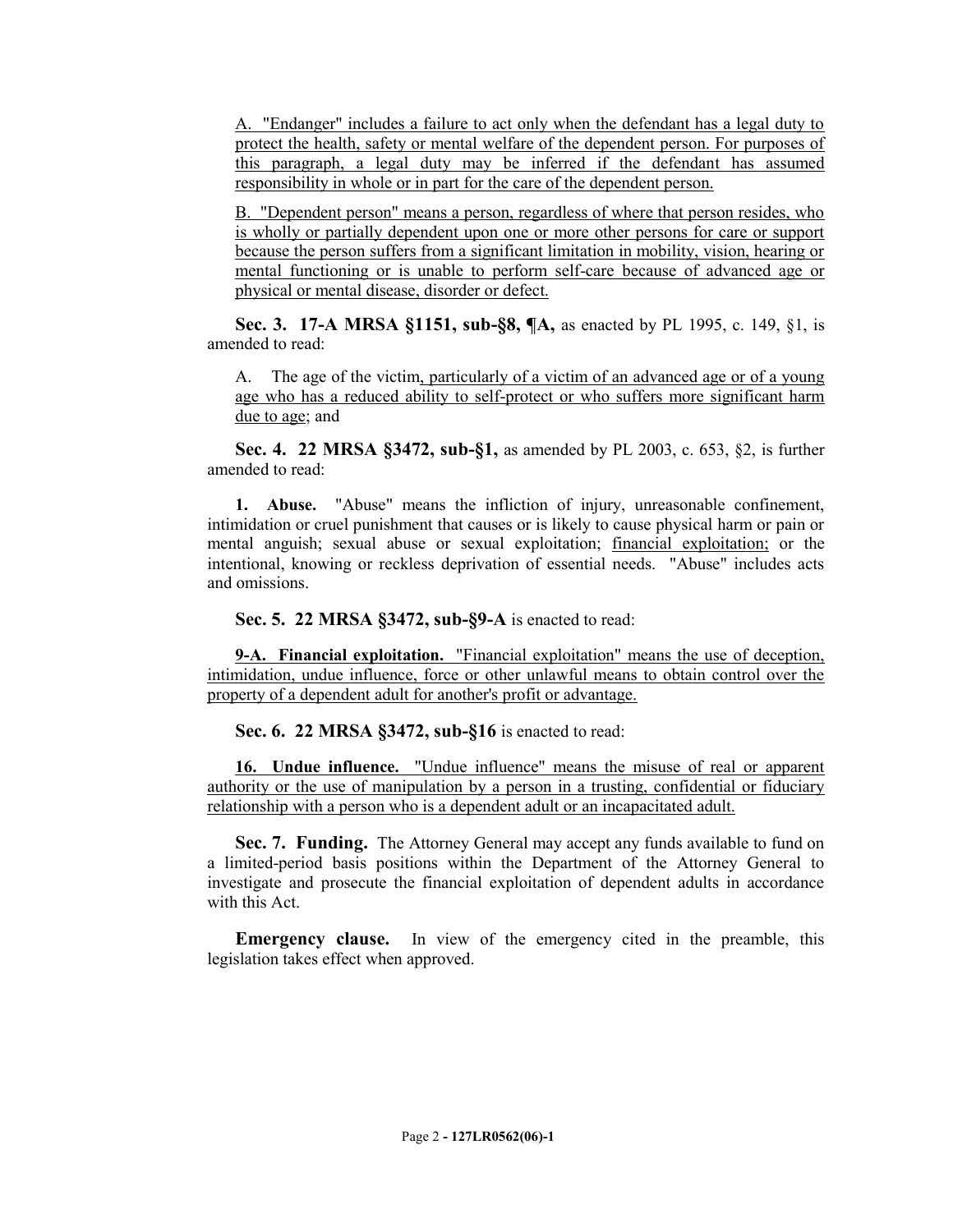A. "Endanger" includes a failure to act only when the defendant has a legal duty to protect the health, safety or mental welfare of the dependent person. For purposes of this paragraph, a legal duty may be inferred if the defendant has assumed responsibility in whole or in part for the care of the dependent person.

B. "Dependent person" means a person, regardless of where that person resides, who is wholly or partially dependent upon one or more other persons for care or support because the person suffers from a significant limitation in mobility, vision, hearing or mental functioning or is unable to perform self-care because of advanced age or physical or mental disease, disorder or defect.

**Sec. 3. 17-A MRSA §1151, sub-§8, ¶A,** as enacted by PL 1995, c. 149, §1, is amended to read:

A. The age of the victim, particularly of a victim of an advanced age or of a young age who has a reduced ability to self-protect or who suffers more significant harm due to age; and

**Sec. 4. 22 MRSA §3472, sub-§1,** as amended by PL 2003, c. 653, §2, is further amended to read:

**1. Abuse.** "Abuse" means the infliction of injury, unreasonable confinement, intimidation or cruel punishment that causes or is likely to cause physical harm or pain or mental anguish; sexual abuse or sexual exploitation; financial exploitation; or the intentional, knowing or reckless deprivation of essential needs. "Abuse" includes acts and omissions.

**Sec. 5. 22 MRSA §3472, sub-§9-A** is enacted to read:

**9-A. Financial exploitation.** "Financial exploitation" means the use of deception, intimidation, undue influence, force or other unlawful means to obtain control over the property of a dependent adult for another's profit or advantage.

**Sec. 6. 22 MRSA §3472, sub-§16** is enacted to read:

**16. Undue influence.** "Undue influence" means the misuse of real or apparent authority or the use of manipulation by a person in a trusting, confidential or fiduciary relationship with a person who is a dependent adult or an incapacitated adult.

**Sec. 7. Funding.** The Attorney General may accept any funds available to fund on a limited-period basis positions within the Department of the Attorney General to investigate and prosecute the financial exploitation of dependent adults in accordance with this Act.

**Emergency clause.** In view of the emergency cited in the preamble, this legislation takes effect when approved.